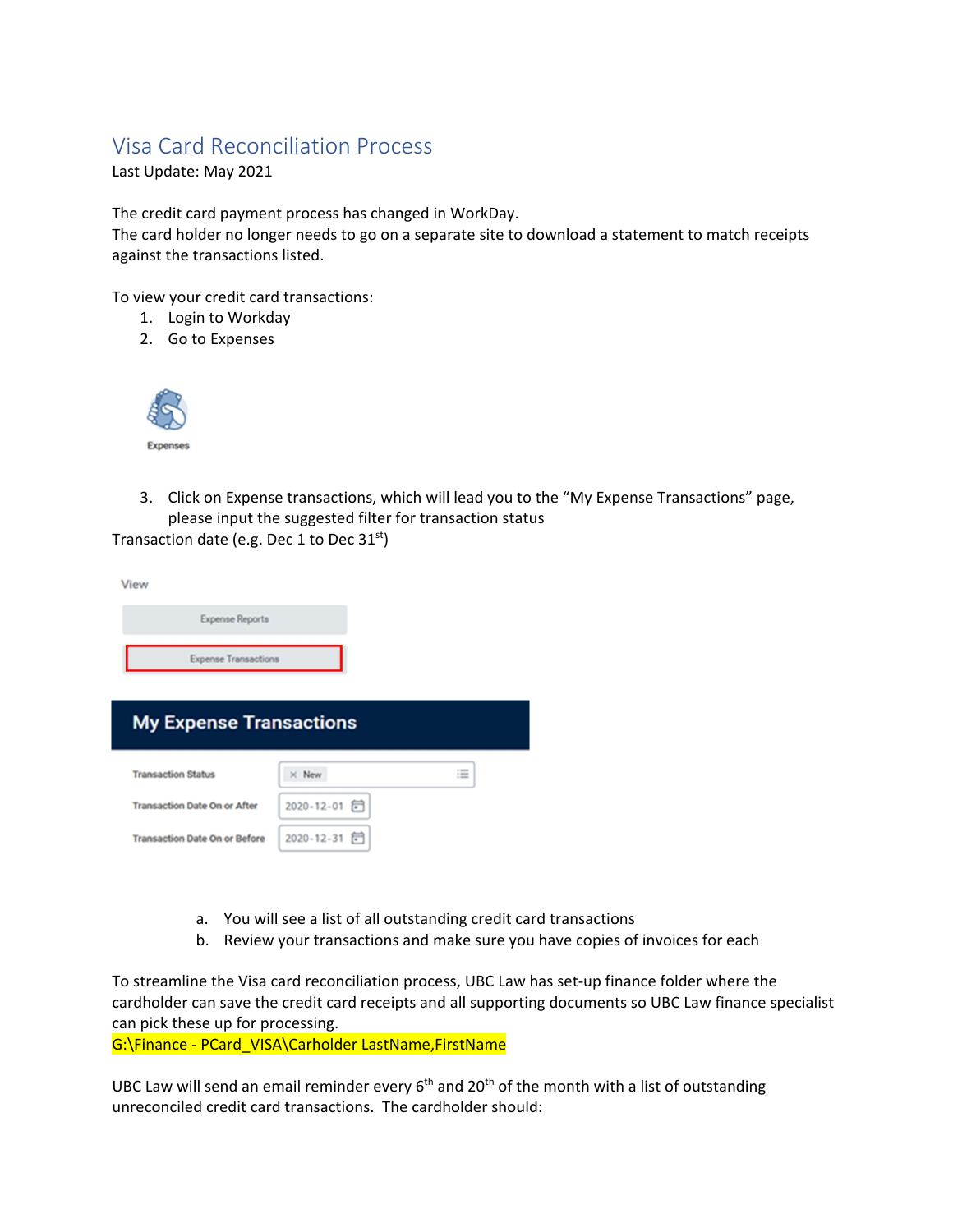# Visa Card Reconciliation Process

Last Update: May 2021

The credit card payment process has changed in WorkDay.
The card holder no longer needs to go on a separate site to download a statement to match receipts against the transactions listed.

To view your credit card transactions:

1. Login to Workday
2. Go to Expenses

Expenses

3. Click on Expense transactions, which will lead you to the "My Expense Transactions" page, please input the suggested filter for transaction status

Transaction date (e.g. Dec 1 to Dec 31st)

View

Expense Reports

Expense Transactions

**My Expense Transactions**

| | |
|---|---|
| Transaction Status | × New |
| Transaction Date On or After | 2020-12-01 |
| Transaction Date On or Before | 2020-12-31 |

   a. You will see a list of all outstanding credit card transactions
   b. Review your transactions and make sure you have copies of invoices for each

To streamline the Visa card reconciliation process, UBC Law has set-up finance folder where the cardholder can save the credit card receipts and all supporting documents so UBC Law finance specialist can pick these up for processing.
G:\Finance - PCard_VISA\Carholder LastName,FirstName

UBC Law will send an email reminder every 6th and 20th of the month with a list of outstanding unreconciled credit card transactions. The cardholder should: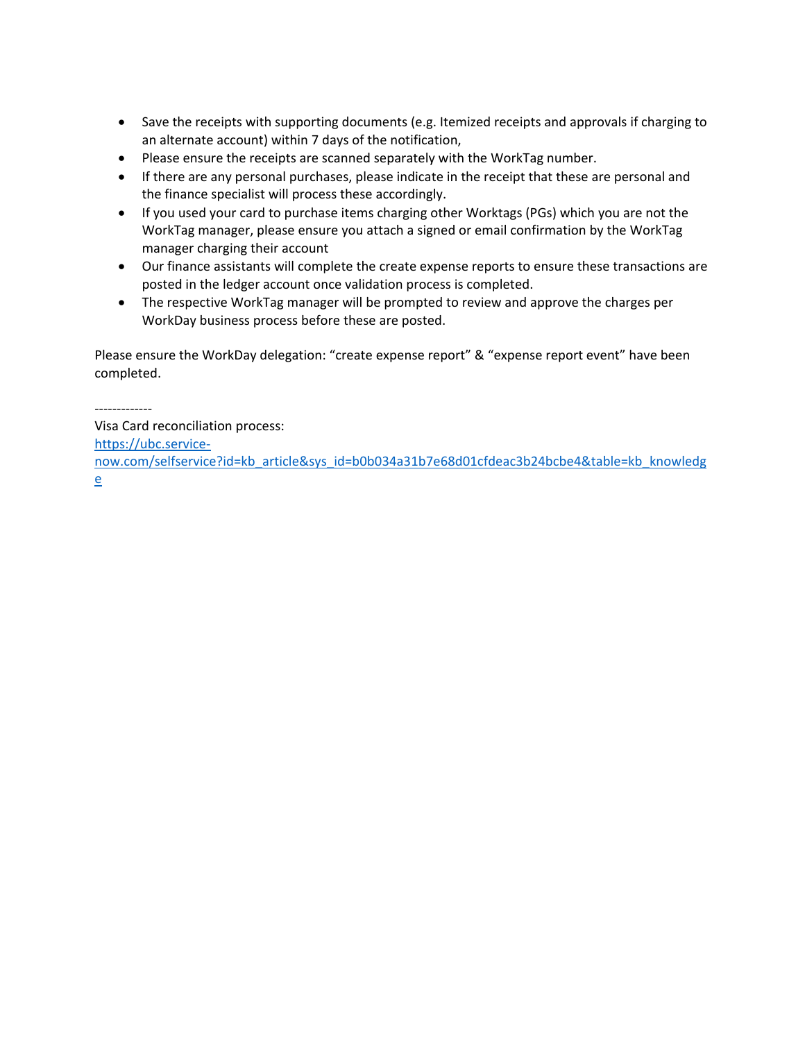- Save the receipts with supporting documents (e.g. Itemized receipts and approvals if charging to an alternate account) within 7 days of the notification,
- Please ensure the receipts are scanned separately with the WorkTag number.
- If there are any personal purchases, please indicate in the receipt that these are personal and the finance specialist will process these accordingly.
- If you used your card to purchase items charging other Worktags (PGs) which you are not the WorkTag manager, please ensure you attach a signed or email confirmation by the WorkTag manager charging their account
- Our finance assistants will complete the create expense reports to ensure these transactions are posted in the ledger account once validation process is completed.
- The respective WorkTag manager will be prompted to review and approve the charges per WorkDay business process before these are posted.

Please ensure the WorkDay delegation: “create expense report” & “expense report event” have been completed.

-------------

Visa Card reconciliation process:
[https://ubc.service-now.com/selfservice?id=kb_article&sys_id=b0b034a31b7e68d01cfdeac3b24bcbe4&table=kb_knowledge](https://ubc.service-now.com/selfservice?id=kb_article&sys_id=b0b034a31b7e68d01cfdeac3b24bcbe4&table=kb_knowledge)